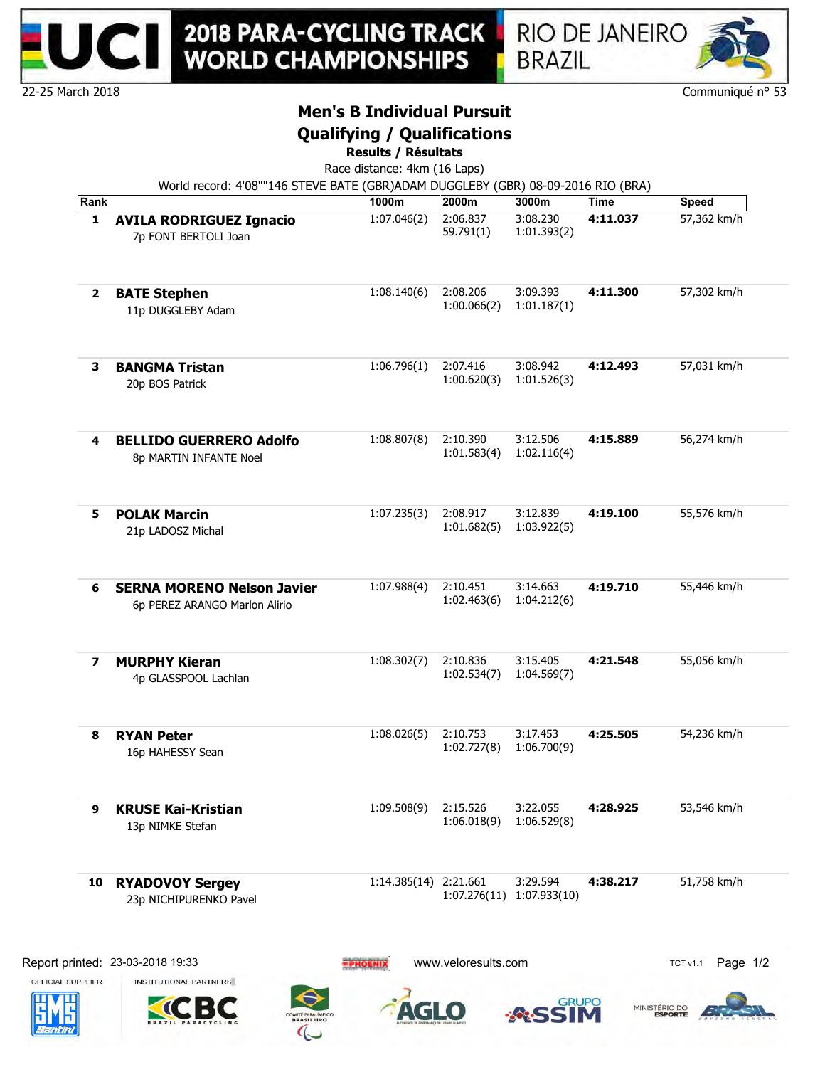# 2018 PARA-CYCLING TRACK WORLD CHAMPIONSHIPS

RIO DE JANEIRO BRAZIL

22-25 March 2018

Communiqué n° 53

## Men's B Individual Pursuit

## Qualifying / Qualifications

**Results / Résultats**

Race distance: 4km (16 Laps)

World record: 4'08""146 STEVE BATE (GBR)ADAM DUGGLEBY (GBR) 08-09-2016 RIO (BRA)

| Rank | | 1000m | 2000m | 3000m | Time | Speed |
|---|---|---|---|---|---|---|
| 1 | **AVILA RODRIGUEZ Ignacio**<br>7p FONT BERTOLI Joan | 1:07.046(2) | 2:06.837<br>59.791(1) | 3:08.230<br>1:01.393(2) | **4:11.037** | 57,362 km/h |
| 2 | **BATE Stephen**<br>11p DUGGLEBY Adam | 1:08.140(6) | 2:08.206<br>1:00.066(2) | 3:09.393<br>1:01.187(1) | **4:11.300** | 57,302 km/h |
| 3 | **BANGMA Tristan**<br>20p BOS Patrick | 1:06.796(1) | 2:07.416<br>1:00.620(3) | 3:08.942<br>1:01.526(3) | **4:12.493** | 57,031 km/h |
| 4 | **BELLIDO GUERRERO Adolfo**<br>8p MARTIN INFANTE Noel | 1:08.807(8) | 2:10.390<br>1:01.583(4) | 3:12.506<br>1:02.116(4) | **4:15.889** | 56,274 km/h |
| 5 | **POLAK Marcin**<br>21p LADOSZ Michal | 1:07.235(3) | 2:08.917<br>1:01.682(5) | 3:12.839<br>1:03.922(5) | **4:19.100** | 55,576 km/h |
| 6 | **SERNA MORENO Nelson Javier**<br>6p PEREZ ARANGO Marlon Alirio | 1:07.988(4) | 2:10.451<br>1:02.463(6) | 3:14.663<br>1:04.212(6) | **4:19.710** | 55,446 km/h |
| 7 | **MURPHY Kieran**<br>4p GLASSPOOL Lachlan | 1:08.302(7) | 2:10.836<br>1:02.534(7) | 3:15.405<br>1:04.569(7) | **4:21.548** | 55,056 km/h |
| 8 | **RYAN Peter**<br>16p HAHESSY Sean | 1:08.026(5) | 2:10.753<br>1:02.727(8) | 3:17.453<br>1:06.700(9) | **4:25.505** | 54,236 km/h |
| 9 | **KRUSE Kai-Kristian**<br>13p NIMKE Stefan | 1:09.508(9) | 2:15.526<br>1:06.018(9) | 3:22.055<br>1:06.529(8) | **4:28.925** | 53,546 km/h |
| 10 | **RYADOVOY Sergey**<br>23p NICHIPURENKO Pavel | 1:14.385(14) | 2:21.661<br>1:07.276(11) | 3:29.594<br>1:07.933(10) | **4:38.217** | 51,758 km/h |

Report printed: 23-03-2018 19:33 www.veloresults.com TCT v1.1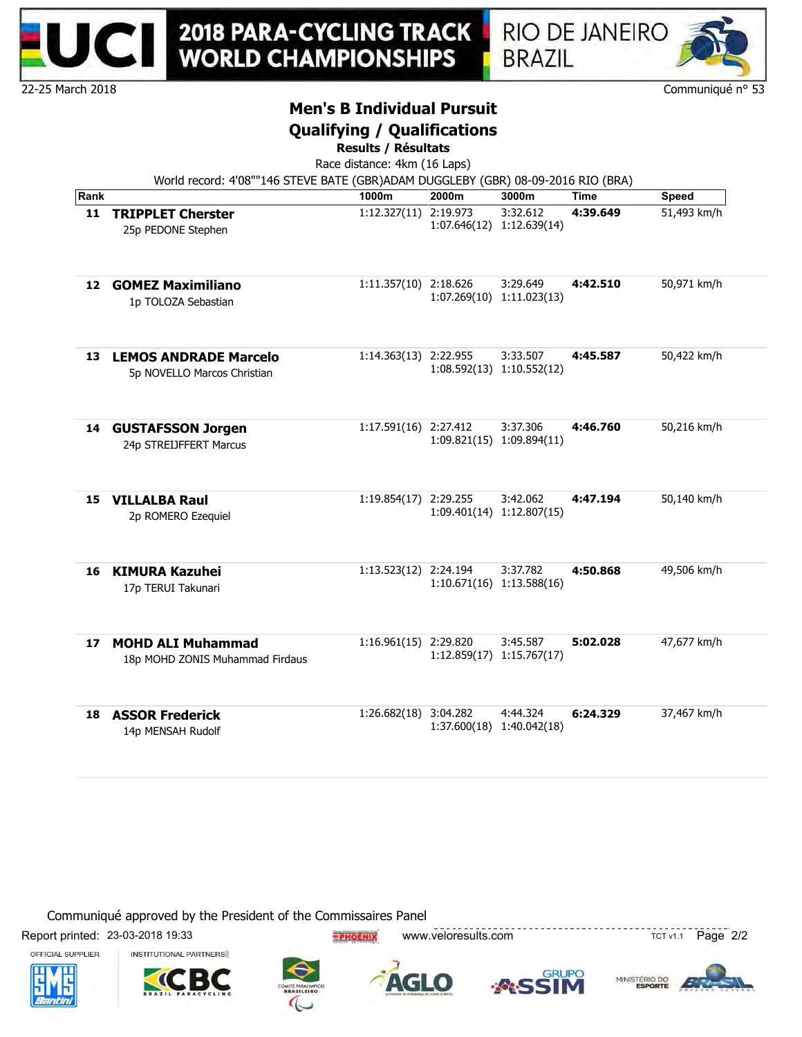22-25 March 2018 — Communiqué n° 53

## Men's B Individual Pursuit

### Qualifying / Qualifications

**Results / Résultats**

Race distance: 4km (16 Laps)

World record: 4'08""146 STEVE BATE (GBR)ADAM DUGGLEBY (GBR) 08-09-2016 RIO (BRA)

| Rank | | 1000m | 2000m | 3000m | Time | Speed |
|---|---|---|---|---|---|---|
| 11 | **TRIPPLET Cherster**<br>25p PEDONE Stephen | 1:12.327(11) | 2:19.973<br>1:07.646(12) | 3:32.612<br>1:12.639(14) | **4:39.649** | 51,493 km/h |
| 12 | **GOMEZ Maximiliano**<br>1p TOLOZA Sebastian | 1:11.357(10) | 2:18.626<br>1:07.269(10) | 3:29.649<br>1:11.023(13) | **4:42.510** | 50,971 km/h |
| 13 | **LEMOS ANDRADE Marcelo**<br>5p NOVELLO Marcos Christian | 1:14.363(13) | 2:22.955<br>1:08.592(13) | 3:33.507<br>1:10.552(12) | **4:45.587** | 50,422 km/h |
| 14 | **GUSTAFSSON Jorgen**<br>24p STREIJFFERT Marcus | 1:17.591(16) | 2:27.412<br>1:09.821(15) | 3:37.306<br>1:09.894(11) | **4:46.760** | 50,216 km/h |
| 15 | **VILLALBA Raul**<br>2p ROMERO Ezequiel | 1:19.854(17) | 2:29.255<br>1:09.401(14) | 3:42.062<br>1:12.807(15) | **4:47.194** | 50,140 km/h |
| 16 | **KIMURA Kazuhei**<br>17p TERUI Takunari | 1:13.523(12) | 2:24.194<br>1:10.671(16) | 3:37.782<br>1:13.588(16) | **4:50.868** | 49,506 km/h |
| 17 | **MOHD ALI Muhammad**<br>18p MOHD ZONIS Muhammad Firdaus | 1:16.961(15) | 2:29.820<br>1:12.859(17) | 3:45.587<br>1:15.767(17) | **5:02.028** | 47,677 km/h |
| 18 | **ASSOR Frederick**<br>14p MENSAH Rudolf | 1:26.682(18) | 3:04.282<br>1:37.600(18) | 4:44.324<br>1:40.042(18) | **6:24.329** | 37,467 km/h |

Communiqué approved by the President of the Commissaires Panel

Report printed: 23-03-2018 19:33 — www.veloresults.com — TCT v1.1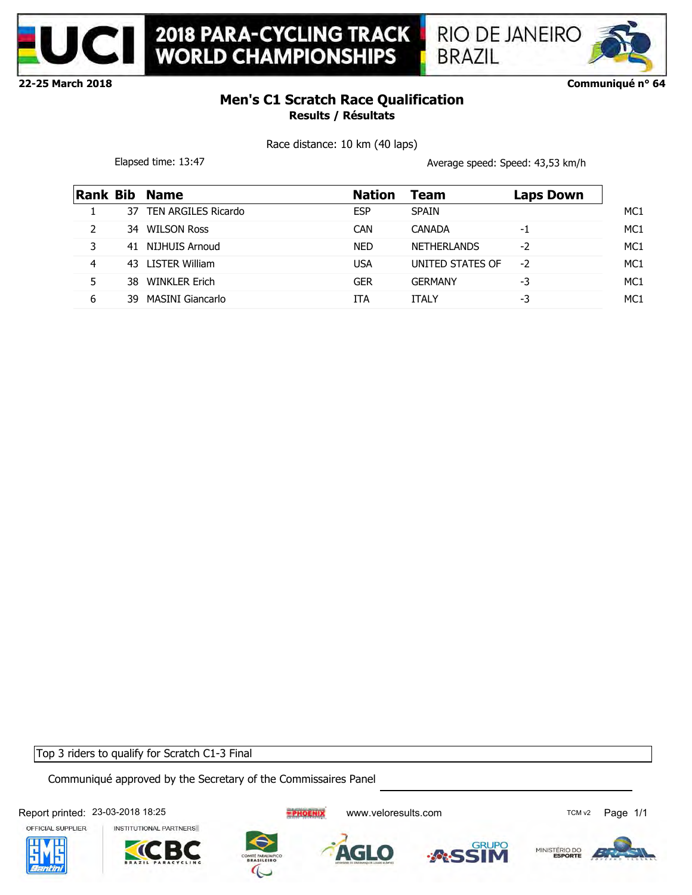2018 PARA-CYCLING TRACK WORLD CHAMPIONSHIPS

RIO DE JANEIRO BRAZIL

**22-25 March 2018** | **Communiqué n° 64**

# Men's C1 Scratch Race Qualification

## Results / Résultats

Race distance: 10 km (40 laps)

Elapsed time: 13:47 | Average speed: Speed: 43,53 km/h

| Rank | Bib | Name | Nation | Team | Laps Down | |
|---|---|---|---|---|---|---|
| 1 | 37 | TEN ARGILES Ricardo | ESP | SPAIN | | MC1 |
| 2 | 34 | WILSON Ross | CAN | CANADA | -1 | MC1 |
| 3 | 41 | NIJHUIS Arnoud | NED | NETHERLANDS | -2 | MC1 |
| 4 | 43 | LISTER William | USA | UNITED STATES OF | -2 | MC1 |
| 5 | 38 | WINKLER Erich | GER | GERMANY | -3 | MC1 |
| 6 | 39 | MASINI Giancarlo | ITA | ITALY | -3 | MC1 |

Top 3 riders to qualify for Scratch C1-3 Final

Communiqué approved by the Secretary of the Commissaires Panel

Report printed: 23-03-2018 18:25 www.veloresults.com TCM v2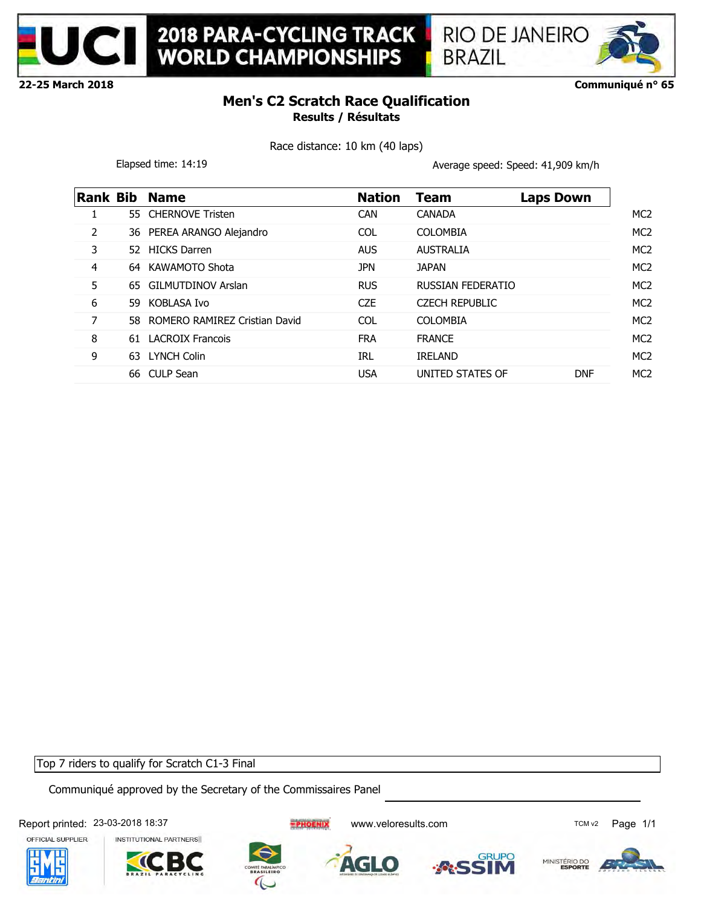# 2018 PARA-CYCLING TRACK WORLD CHAMPIONSHIPS

RIO DE JANEIRO BRAZIL

22-25 March 2018 — Communiqué n° 65

## Men's C2 Scratch Race Qualification

### Results / Résultats

Race distance: 10 km (40 laps)

Elapsed time: 14:19 — Average speed: Speed: 41,909 km/h

| Rank | Bib | Name | Nation | Team | Laps Down | |
|---|---|---|---|---|---|---|
| 1 | 55 | CHERNOVE Tristen | CAN | CANADA | | MC2 |
| 2 | 36 | PEREA ARANGO Alejandro | COL | COLOMBIA | | MC2 |
| 3 | 52 | HICKS Darren | AUS | AUSTRALIA | | MC2 |
| 4 | 64 | KAWAMOTO Shota | JPN | JAPAN | | MC2 |
| 5 | 65 | GILMUTDINOV Arslan | RUS | RUSSIAN FEDERATIO | | MC2 |
| 6 | 59 | KOBLASA Ivo | CZE | CZECH REPUBLIC | | MC2 |
| 7 | 58 | ROMERO RAMIREZ Cristian David | COL | COLOMBIA | | MC2 |
| 8 | 61 | LACROIX Francois | FRA | FRANCE | | MC2 |
| 9 | 63 | LYNCH Colin | IRL | IRELAND | | MC2 |
| | 66 | CULP Sean | USA | UNITED STATES OF | DNF | MC2 |

Top 7 riders to qualify for Scratch C1-3 Final

Communiqué approved by the Secretary of the Commissaires Panel

Report printed: 23-03-2018 18:37 — www.veloresults.com — TCM v2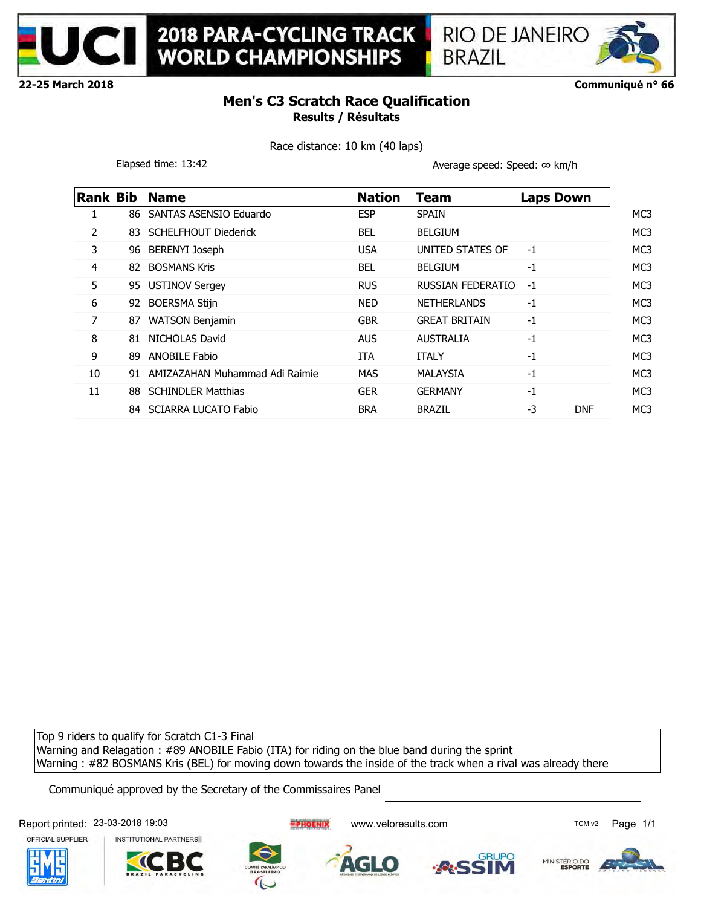# 2018 PARA-CYCLING TRACK WORLD CHAMPIONSHIPS

RIO DE JANEIRO BRAZIL

22-25 March 2018 | Communiqué n° 66

## Men's C3 Scratch Race Qualification

**Results / Résultats**

Race distance: 10 km (40 laps)

Elapsed time: 13:42 | Average speed: Speed: ∞ km/h

| Rank | Bib | Name | Nation | Team | Laps Down | | |
|---|---|---|---|---|---|---|---|
| 1 | 86 | SANTAS ASENSIO Eduardo | ESP | SPAIN | | | MC3 |
| 2 | 83 | SCHELFHOUT Diederick | BEL | BELGIUM | | | MC3 |
| 3 | 96 | BERENYI Joseph | USA | UNITED STATES OF | -1 | | MC3 |
| 4 | 82 | BOSMANS Kris | BEL | BELGIUM | -1 | | MC3 |
| 5 | 95 | USTINOV Sergey | RUS | RUSSIAN FEDERATIO | -1 | | MC3 |
| 6 | 92 | BOERSMA Stijn | NED | NETHERLANDS | -1 | | MC3 |
| 7 | 87 | WATSON Benjamin | GBR | GREAT BRITAIN | -1 | | MC3 |
| 8 | 81 | NICHOLAS David | AUS | AUSTRALIA | -1 | | MC3 |
| 9 | 89 | ANOBILE Fabio | ITA | ITALY | -1 | | MC3 |
| 10 | 91 | AMIZAZAHAN Muhammad Adi Raimie | MAS | MALAYSIA | -1 | | MC3 |
| 11 | 88 | SCHINDLER Matthias | GER | GERMANY | -1 | | MC3 |
| | 84 | SCIARRA LUCATO Fabio | BRA | BRAZIL | -3 | DNF | MC3 |

Top 9 riders to qualify for Scratch C1-3 Final
Warning and Relagation : #89 ANOBILE Fabio (ITA) for riding on the blue band during the sprint
Warning : #82 BOSMANS Kris (BEL) for moving down towards the inside of the track when a rival was already there

Communiqué approved by the Secretary of the Commissaires Panel

Report printed: 23-03-2018 19:03 | www.veloresults.com | TCM v2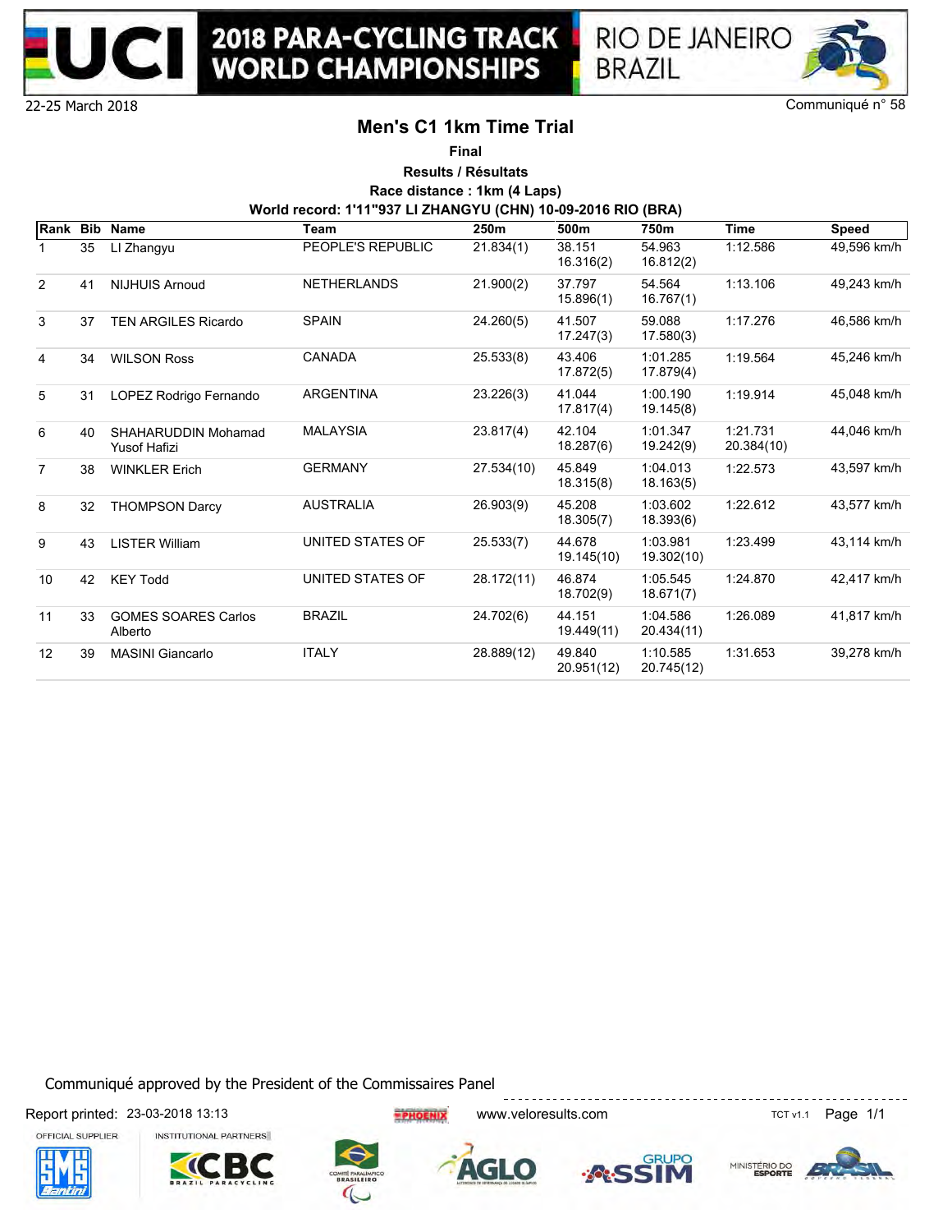22-25 March 2018

Communiqué n° 58

# Men's C1 1km Time Trial

**Final**

**Results / Résultats**

**Race distance : 1km (4 Laps)**

**World record: 1'11"937 LI ZHANGYU (CHN) 10-09-2016 RIO (BRA)**

| Rank | Bib | Name | Team | 250m | 500m | 750m | Time | Speed |
|---|---|---|---|---|---|---|---|---|
| 1 | 35 | LI Zhangyu | PEOPLE'S REPUBLIC | 21.834(1) | 38.151 16.316(2) | 54.963 16.812(2) | 1:12.586 | 49,596 km/h |
| 2 | 41 | NIJHUIS Arnoud | NETHERLANDS | 21.900(2) | 37.797 15.896(1) | 54.564 16.767(1) | 1:13.106 | 49,243 km/h |
| 3 | 37 | TEN ARGILES Ricardo | SPAIN | 24.260(5) | 41.507 17.247(3) | 59.088 17.580(3) | 1:17.276 | 46,586 km/h |
| 4 | 34 | WILSON Ross | CANADA | 25.533(8) | 43.406 17.872(5) | 1:01.285 17.879(4) | 1:19.564 | 45,246 km/h |
| 5 | 31 | LOPEZ Rodrigo Fernando | ARGENTINA | 23.226(3) | 41.044 17.817(4) | 1:00.190 19.145(8) | 1:19.914 | 45,048 km/h |
| 6 | 40 | SHAHARUDDIN Mohamad Yusof Hafizi | MALAYSIA | 23.817(4) | 42.104 18.287(6) | 1:01.347 19.242(9) | 1:21.731 20.384(10) | 44,046 km/h |
| 7 | 38 | WINKLER Erich | GERMANY | 27.534(10) | 45.849 18.315(8) | 1:04.013 18.163(5) | 1:22.573 | 43,597 km/h |
| 8 | 32 | THOMPSON Darcy | AUSTRALIA | 26.903(9) | 45.208 18.305(7) | 1:03.602 18.393(6) | 1:22.612 | 43,577 km/h |
| 9 | 43 | LISTER William | UNITED STATES OF | 25.533(7) | 44.678 19.145(10) | 1:03.981 19.302(10) | 1:23.499 | 43,114 km/h |
| 10 | 42 | KEY Todd | UNITED STATES OF | 28.172(11) | 46.874 18.702(9) | 1:05.545 18.671(7) | 1:24.870 | 42,417 km/h |
| 11 | 33 | GOMES SOARES Carlos Alberto | BRAZIL | 24.702(6) | 44.151 19.449(11) | 1:04.586 20.434(11) | 1:26.089 | 41,817 km/h |
| 12 | 39 | MASINI Giancarlo | ITALY | 28.889(12) | 49.840 20.951(12) | 1:10.585 20.745(12) | 1:31.653 | 39,278 km/h |

Communiqué approved by the President of the Commissaires Panel

Report printed: 23-03-2018 13:13

www.veloresults.com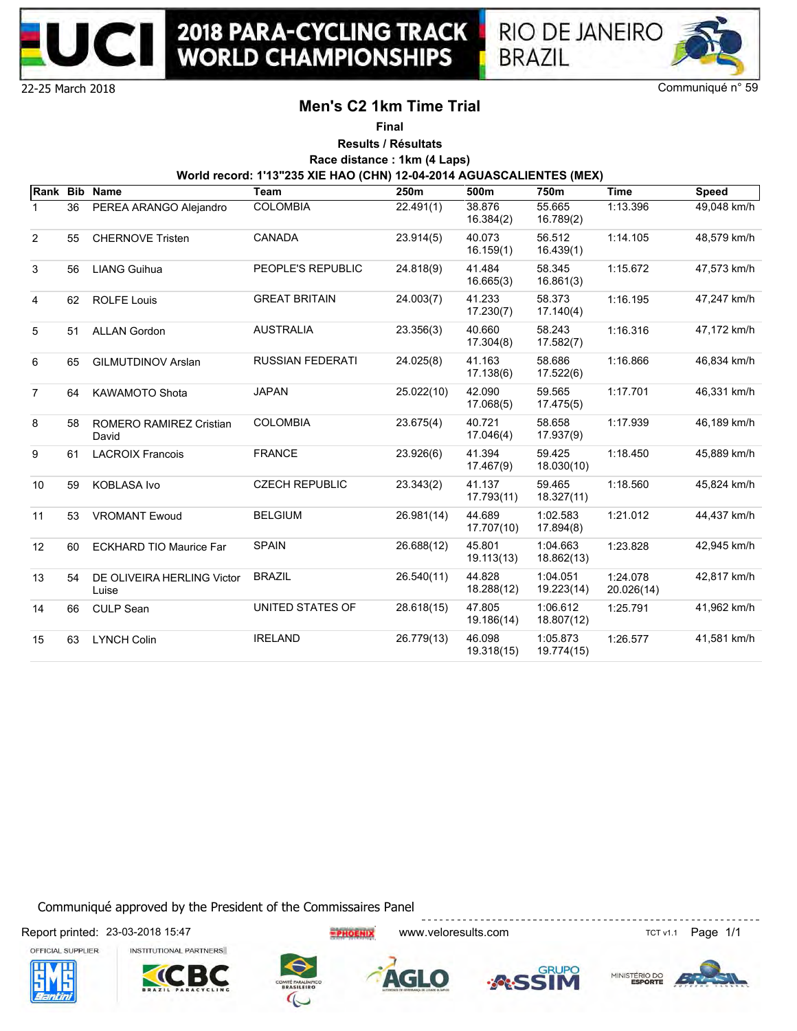# 2018 PARA-CYCLING TRACK WORLD CHAMPIONSHIPS

RIO DE JANEIRO BRAZIL

22-25 March 2018

Communiqué n° 59

## Men's C2 1km Time Trial

**Final**

**Results / Résultats**

**Race distance : 1km (4 Laps)**

**World record: 1'13"235 XIE HAO (CHN) 12-04-2014 AGUASCALIENTES (MEX)**

| Rank | Bib | Name | Team | 250m | 500m | 750m | Time | Speed |
|---|---|---|---|---|---|---|---|---|
| 1 | 36 | PEREA ARANGO Alejandro | COLOMBIA | 22.491(1) | 38.876 16.384(2) | 55.665 16.789(2) | 1:13.396 | 49,048 km/h |
| 2 | 55 | CHERNOVE Tristen | CANADA | 23.914(5) | 40.073 16.159(1) | 56.512 16.439(1) | 1:14.105 | 48,579 km/h |
| 3 | 56 | LIANG Guihua | PEOPLE'S REPUBLIC | 24.818(9) | 41.484 16.665(3) | 58.345 16.861(3) | 1:15.672 | 47,573 km/h |
| 4 | 62 | ROLFE Louis | GREAT BRITAIN | 24.003(7) | 41.233 17.230(7) | 58.373 17.140(4) | 1:16.195 | 47,247 km/h |
| 5 | 51 | ALLAN Gordon | AUSTRALIA | 23.356(3) | 40.660 17.304(8) | 58.243 17.582(7) | 1:16.316 | 47,172 km/h |
| 6 | 65 | GILMUTDINOV Arslan | RUSSIAN FEDERATI | 24.025(8) | 41.163 17.138(6) | 58.686 17.522(6) | 1:16.866 | 46,834 km/h |
| 7 | 64 | KAWAMOTO Shota | JAPAN | 25.022(10) | 42.090 17.068(5) | 59.565 17.475(5) | 1:17.701 | 46,331 km/h |
| 8 | 58 | ROMERO RAMIREZ Cristian David | COLOMBIA | 23.675(4) | 40.721 17.046(4) | 58.658 17.937(9) | 1:17.939 | 46,189 km/h |
| 9 | 61 | LACROIX Francois | FRANCE | 23.926(6) | 41.394 17.467(9) | 59.425 18.030(10) | 1:18.450 | 45,889 km/h |
| 10 | 59 | KOBLASA Ivo | CZECH REPUBLIC | 23.343(2) | 41.137 17.793(11) | 59.465 18.327(11) | 1:18.560 | 45,824 km/h |
| 11 | 53 | VROMANT Ewoud | BELGIUM | 26.981(14) | 44.689 17.707(10) | 1:02.583 17.894(8) | 1:21.012 | 44,437 km/h |
| 12 | 60 | ECKHARD TIO Maurice Far | SPAIN | 26.688(12) | 45.801 19.113(13) | 1:04.663 18.862(13) | 1:23.828 | 42,945 km/h |
| 13 | 54 | DE OLIVEIRA HERLING Victor Luise | BRAZIL | 26.540(11) | 44.828 18.288(12) | 1:04.051 19.223(14) | 1:24.078 20.026(14) | 42,817 km/h |
| 14 | 66 | CULP Sean | UNITED STATES OF | 28.618(15) | 47.805 19.186(14) | 1:06.612 18.807(12) | 1:25.791 | 41,962 km/h |
| 15 | 63 | LYNCH Colin | IRELAND | 26.779(13) | 46.098 19.318(15) | 1:05.873 19.774(15) | 1:26.577 | 41,581 km/h |

Communiqué approved by the President of the Commissaires Panel

Report printed: 23-03-2018 15:47 www.veloresults.com TCT v1.1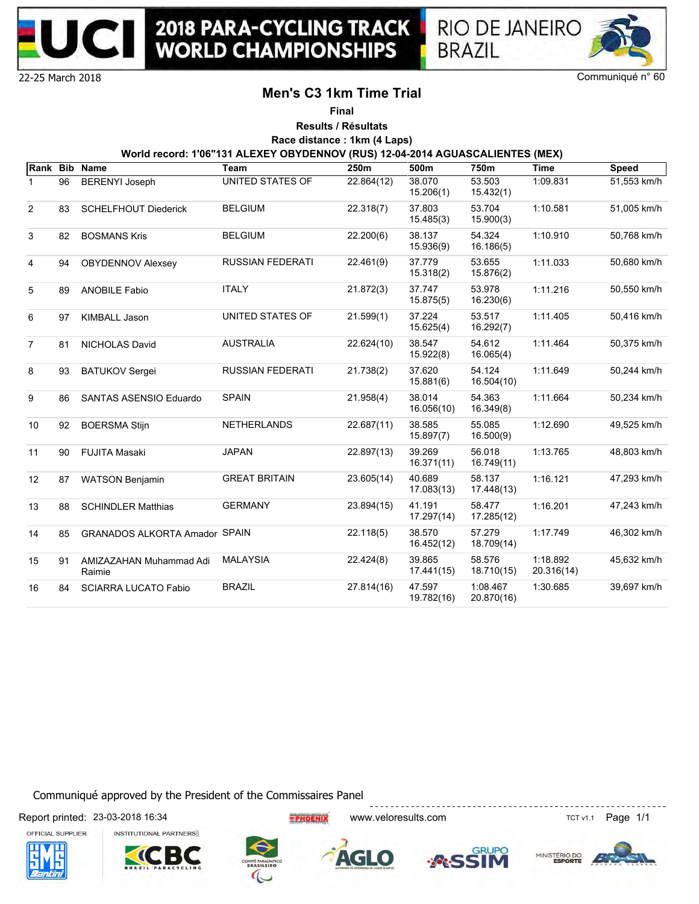2018 PARA-CYCLING TRACK WORLD CHAMPIONSHIPS — RIO DE JANEIRO BRAZIL

22-25 March 2018

Communiqué n° 60

# Men's C3 1km Time Trial

**Final**

**Results / Résultats**

**Race distance : 1km (4 Laps)**

**World record: 1'06"131 ALEXEY OBYDENNOV (RUS) 12-04-2014 AGUASCALIENTES (MEX)**

| Rank | Bib | Name | Team | 250m | 500m | 750m | Time | Speed |
|---|---|---|---|---|---|---|---|---|
| 1 | 96 | BERENYI Joseph | UNITED STATES OF | 22.864(12) | 38.070 15.206(1) | 53.503 15.432(1) | 1:09.831 | 51,553 km/h |
| 2 | 83 | SCHELFHOUT Diederick | BELGIUM | 22.318(7) | 37.803 15.485(3) | 53.704 15.900(3) | 1:10.581 | 51,005 km/h |
| 3 | 82 | BOSMANS Kris | BELGIUM | 22.200(6) | 38.137 15.936(9) | 54.324 16.186(5) | 1:10.910 | 50,768 km/h |
| 4 | 94 | OBYDENNOV Alexsey | RUSSIAN FEDERATI | 22.461(9) | 37.779 15.318(2) | 53.655 15.876(2) | 1:11.033 | 50,680 km/h |
| 5 | 89 | ANOBILE Fabio | ITALY | 21.872(3) | 37.747 15.875(5) | 53.978 16.230(6) | 1:11.216 | 50,550 km/h |
| 6 | 97 | KIMBALL Jason | UNITED STATES OF | 21.599(1) | 37.224 15.625(4) | 53.517 16.292(7) | 1:11.405 | 50,416 km/h |
| 7 | 81 | NICHOLAS David | AUSTRALIA | 22.624(10) | 38.547 15.922(8) | 54.612 16.065(4) | 1:11.464 | 50,375 km/h |
| 8 | 93 | BATUKOV Sergei | RUSSIAN FEDERATI | 21.738(2) | 37.620 15.881(6) | 54.124 16.504(10) | 1:11.649 | 50,244 km/h |
| 9 | 86 | SANTAS ASENSIO Eduardo | SPAIN | 21.958(4) | 38.014 16.056(10) | 54.363 16.349(8) | 1:11.664 | 50,234 km/h |
| 10 | 92 | BOERSMA Stijn | NETHERLANDS | 22.687(11) | 38.585 15.897(7) | 55.085 16.500(9) | 1:12.690 | 49,525 km/h |
| 11 | 90 | FUJITA Masaki | JAPAN | 22.897(13) | 39.269 16.371(11) | 56.018 16.749(11) | 1:13.765 | 48,803 km/h |
| 12 | 87 | WATSON Benjamin | GREAT BRITAIN | 23.605(14) | 40.689 17.083(13) | 58.137 17.448(13) | 1:16.121 | 47,293 km/h |
| 13 | 88 | SCHINDLER Matthias | GERMANY | 23.894(15) | 41.191 17.297(14) | 58.477 17.285(12) | 1:16.201 | 47,243 km/h |
| 14 | 85 | GRANADOS ALKORTA Amador | SPAIN | 22.118(5) | 38.570 16.452(12) | 57.279 18.709(14) | 1:17.749 | 46,302 km/h |
| 15 | 91 | AMIZAZAHAN Muhammad Adi Raimie | MALAYSIA | 22.424(8) | 39.865 17.441(15) | 58.576 18.710(15) | 1:18.892 20.316(14) | 45,632 km/h |
| 16 | 84 | SCIARRA LUCATO Fabio | BRAZIL | 27.814(16) | 47.597 19.782(16) | 1:08.467 20.870(16) | 1:30.685 | 39,697 km/h |

Communiqué approved by the President of the Commissaires Panel

Report printed: 23-03-2018 16:34

www.veloresults.com

TCT v1.1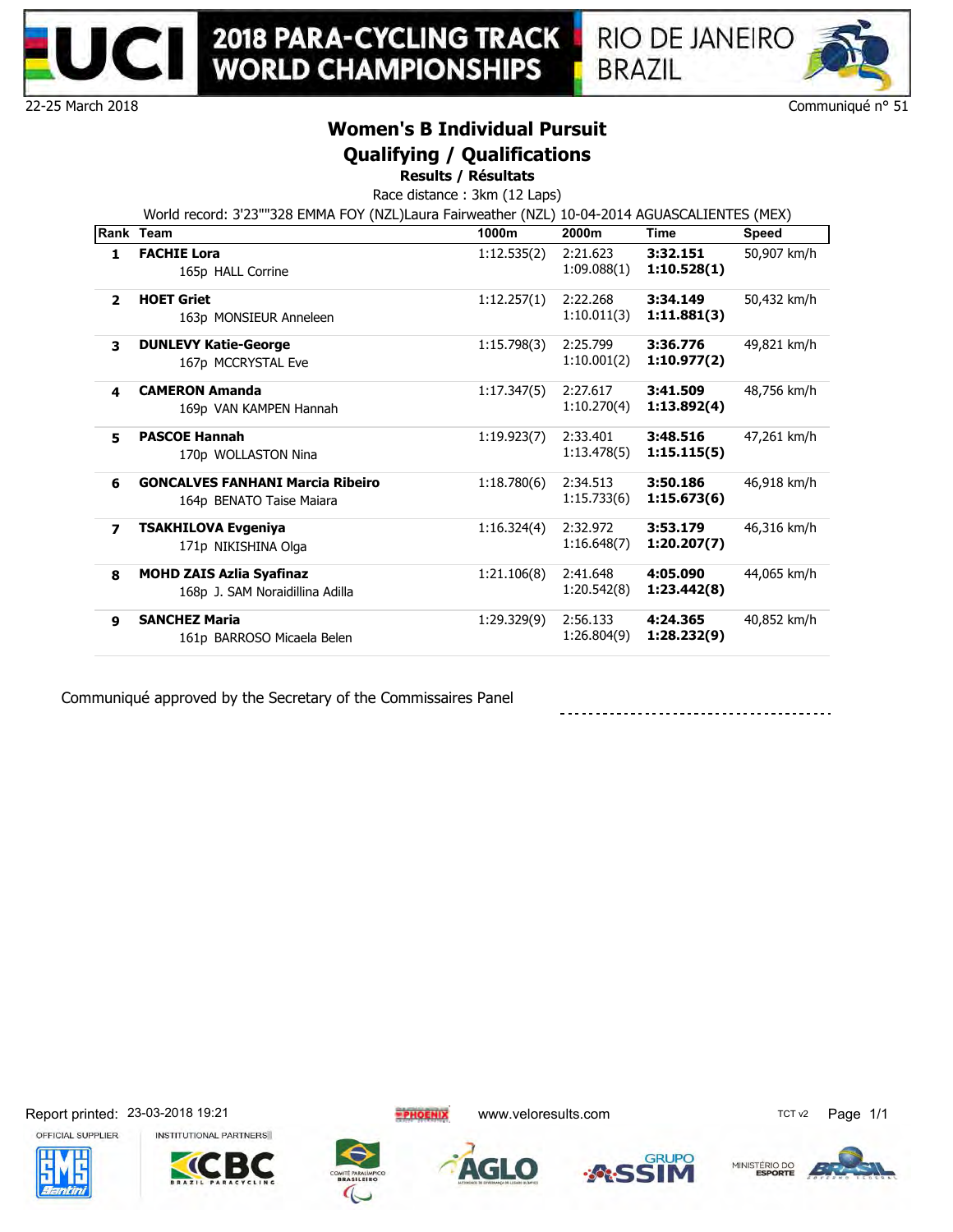22-25 March 2018

Communiqué n° 51

## Women's B Individual Pursuit

## Qualifying / Qualifications

**Results / Résultats**

Race distance : 3km (12 Laps)

World record: 3'23""328 EMMA FOY (NZL)Laura Fairweather (NZL) 10-04-2014 AGUASCALIENTES (MEX)

| Rank | Team | 1000m | 2000m | Time | Speed |
|---|---|---|---|---|---|
| 1 | **FACHIE Lora**<br>165p HALL Corrine | 1:12.535(2) | 2:21.623<br>1:09.088(1) | **3:32.151**<br>**1:10.528(1)** | 50,907 km/h |
| 2 | **HOET Griet**<br>163p MONSIEUR Anneleen | 1:12.257(1) | 2:22.268<br>1:10.011(3) | **3:34.149**<br>**1:11.881(3)** | 50,432 km/h |
| 3 | **DUNLEVY Katie-George**<br>167p MCCRYSTAL Eve | 1:15.798(3) | 2:25.799<br>1:10.001(2) | **3:36.776**<br>**1:10.977(2)** | 49,821 km/h |
| 4 | **CAMERON Amanda**<br>169p VAN KAMPEN Hannah | 1:17.347(5) | 2:27.617<br>1:10.270(4) | **3:41.509**<br>**1:13.892(4)** | 48,756 km/h |
| 5 | **PASCOE Hannah**<br>170p WOLLASTON Nina | 1:19.923(7) | 2:33.401<br>1:13.478(5) | **3:48.516**<br>**1:15.115(5)** | 47,261 km/h |
| 6 | **GONCALVES FANHANI Marcia Ribeiro**<br>164p BENATO Taise Maiara | 1:18.780(6) | 2:34.513<br>1:15.733(6) | **3:50.186**<br>**1:15.673(6)** | 46,918 km/h |
| 7 | **TSAKHILOVA Evgeniya**<br>171p NIKISHINA Olga | 1:16.324(4) | 2:32.972<br>1:16.648(7) | **3:53.179**<br>**1:20.207(7)** | 46,316 km/h |
| 8 | **MOHD ZAIS Azlia Syafinaz**<br>168p J. SAM Noraidillina Adilla | 1:21.106(8) | 2:41.648<br>1:20.542(8) | **4:05.090**<br>**1:23.442(8)** | 44,065 km/h |
| 9 | **SANCHEZ Maria**<br>161p BARROSO Micaela Belen | 1:29.329(9) | 2:56.133<br>1:26.804(9) | **4:24.365**<br>**1:28.232(9)** | 40,852 km/h |

Communiqué approved by the Secretary of the Commissaires Panel

Report printed: 23-03-2018 19:21

www.veloresults.com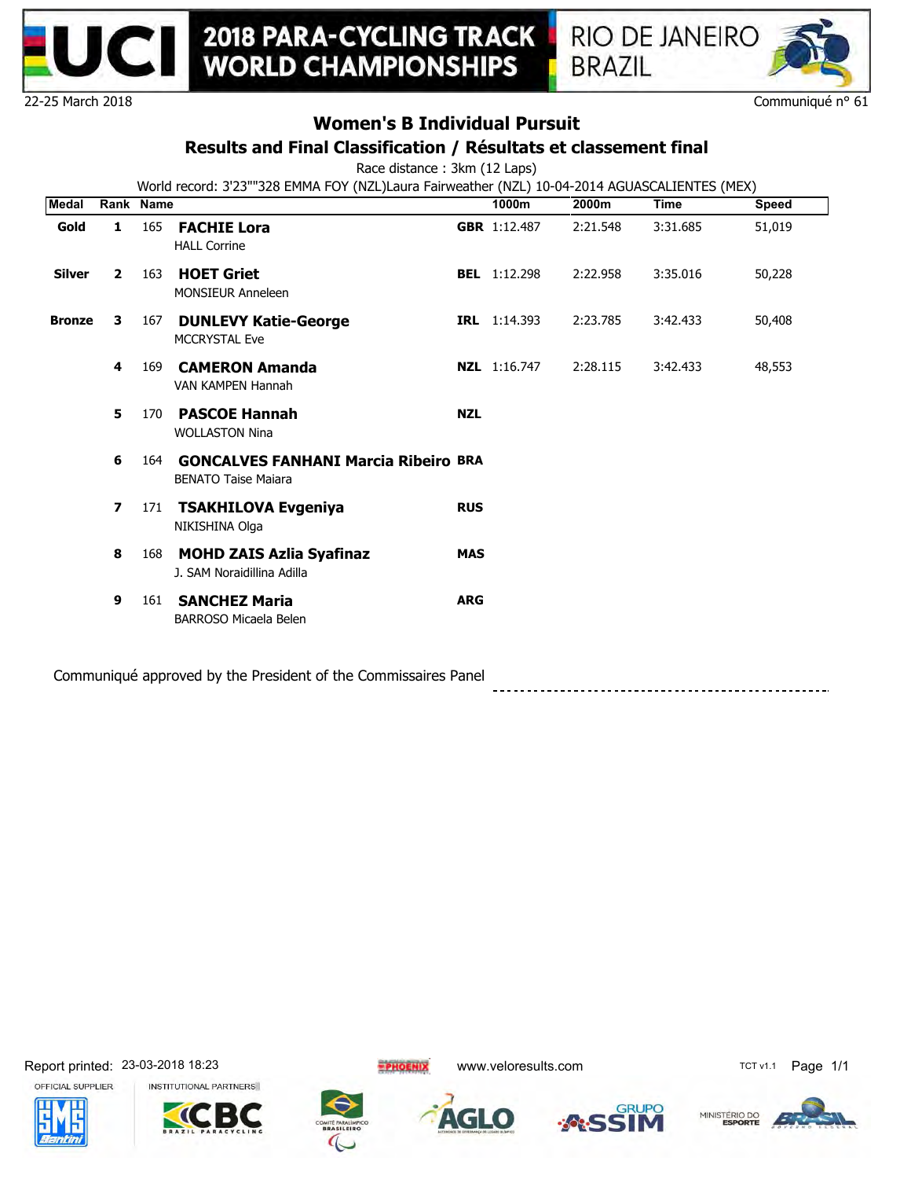2018 PARA-CYCLING TRACK WORLD CHAMPIONSHIPS — RIO DE JANEIRO BRAZIL

22-25 March 2018

Communiqué n° 61

# Women's B Individual Pursuit

## Results and Final Classification / Résultats et classement final

Race distance : 3km (12 Laps)

World record: 3'23""328 EMMA FOY (NZL)Laura Fairweather (NZL) 10-04-2014 AGUASCALIENTES (MEX)

| Medal | Rank | | Name | | 1000m | 2000m | Time | Speed |
|---|---|---|---|---|---|---|---|---|
| Gold | 1 | 165 | **FACHIE Lora**<br>HALL Corrine | GBR | 1:12.487 | 2:21.548 | 3:31.685 | 51,019 |
| Silver | 2 | 163 | **HOET Griet**<br>MONSIEUR Anneleen | BEL | 1:12.298 | 2:22.958 | 3:35.016 | 50,228 |
| Bronze | 3 | 167 | **DUNLEVY Katie-George**<br>MCCRYSTAL Eve | IRL | 1:14.393 | 2:23.785 | 3:42.433 | 50,408 |
| | 4 | 169 | **CAMERON Amanda**<br>VAN KAMPEN Hannah | NZL | 1:16.747 | 2:28.115 | 3:42.433 | 48,553 |
| | 5 | 170 | **PASCOE Hannah**<br>WOLLASTON Nina | NZL | | | | |
| | 6 | 164 | **GONCALVES FANHANI Marcia Ribeiro**<br>BENATO Taise Maiara | BRA | | | | |
| | 7 | 171 | **TSAKHILOVA Evgeniya**<br>NIKISHINA Olga | RUS | | | | |
| | 8 | 168 | **MOHD ZAIS Azlia Syafinaz**<br>J. SAM Noraidillina Adilla | MAS | | | | |
| | 9 | 161 | **SANCHEZ Maria**<br>BARROSO Micaela Belen | ARG | | | | |

Communiqué approved by the President of the Commissaires Panel

Report printed: 23-03-2018 18:23

www.veloresults.com

TCT v1.1

OFFICIAL SUPPLIER — INSTITUTIONAL PARTNERS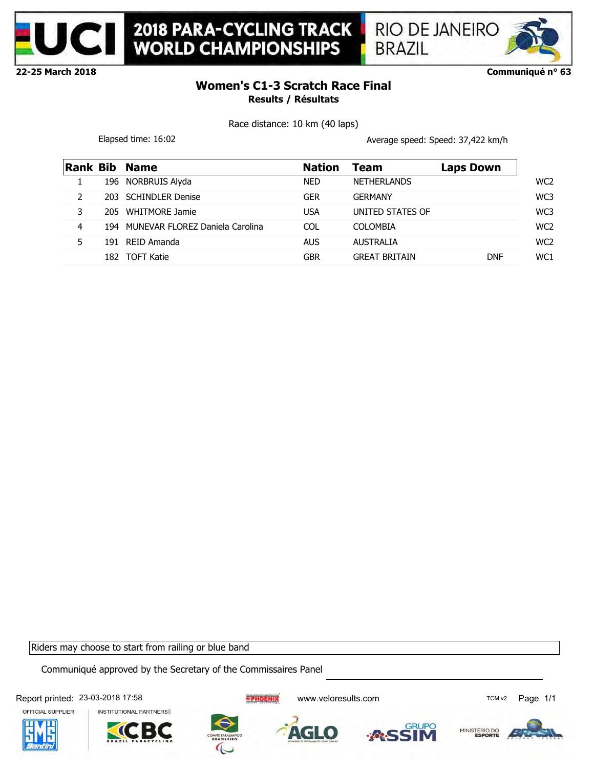**22-25 March 2018** | **Communiqué n° 63**

# Women's C1-3 Scratch Race Final

## Results / Résultats

Race distance: 10 km (40 laps)

Elapsed time: 16:02

Average speed: Speed: 37,422 km/h

| Rank | Bib | Name | Nation | Team | Laps Down | |
|---|---|---|---|---|---|---|
| 1 | 196 | NORBRUIS Alyda | NED | NETHERLANDS | | WC2 |
| 2 | 203 | SCHINDLER Denise | GER | GERMANY | | WC3 |
| 3 | 205 | WHITMORE Jamie | USA | UNITED STATES OF | | WC3 |
| 4 | 194 | MUNEVAR FLOREZ Daniela Carolina | COL | COLOMBIA | | WC2 |
| 5 | 191 | REID Amanda | AUS | AUSTRALIA | | WC2 |
| | 182 | TOFT Katie | GBR | GREAT BRITAIN | DNF | WC1 |

Riders may choose to start from railing or blue band

Communiqué approved by the Secretary of the Commissaires Panel

Report printed: 23-03-2018 17:58

www.veloresults.com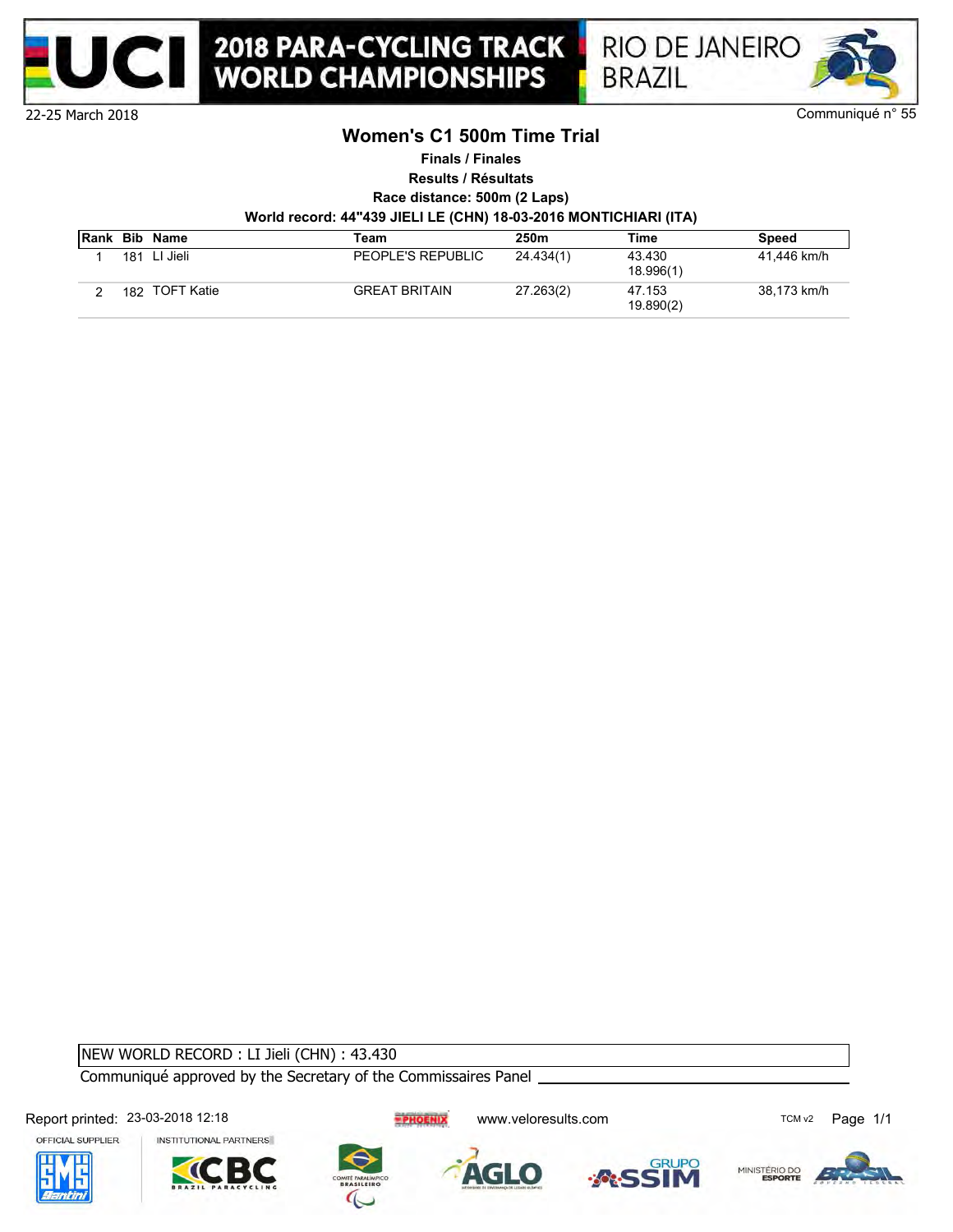22-25 March 2018

Communiqué n° 55

## Women's C1 500m Time Trial

**Finals / Finales**

**Results / Résultats**

**Race distance: 500m (2 Laps)**

**World record: 44"439 JIELI LE (CHN) 18-03-2016 MONTICHIARI (ITA)**

| Rank | Bib | Name | Team | 250m | Time | Speed |
|---|---|---|---|---|---|---|
| 1 | 181 | LI Jieli | PEOPLE'S REPUBLIC | 24.434(1) | 43.430<br>18.996(1) | 41,446 km/h |
| 2 | 182 | TOFT Katie | GREAT BRITAIN | 27.263(2) | 47.153<br>19.890(2) | 38,173 km/h |

NEW WORLD RECORD : LI Jieli (CHN) : 43.430

Communiqué approved by the Secretary of the Commissaires Panel

Report printed: 23-03-2018 12:18

www.veloresults.com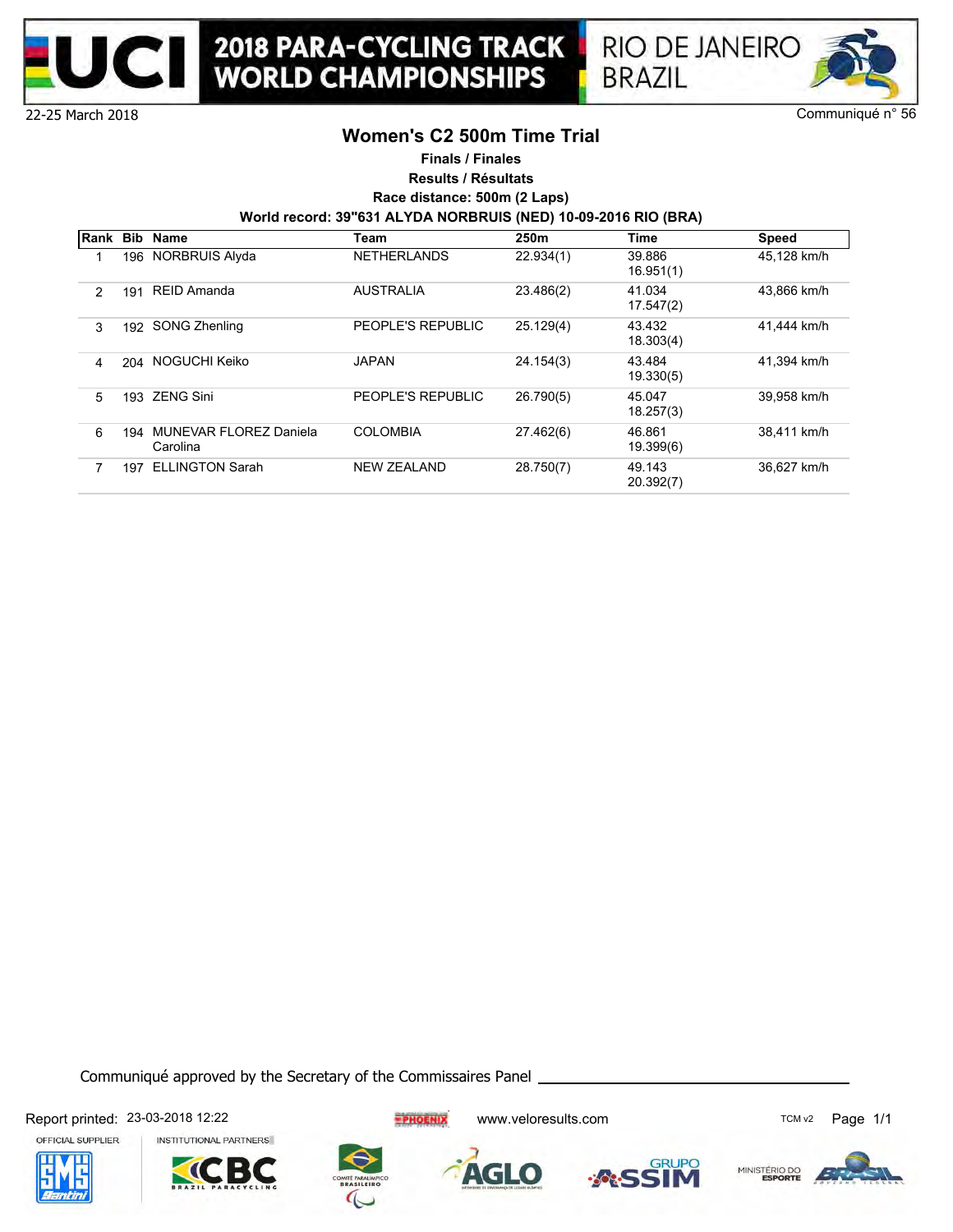22-25 March 2018

Communiqué n° 56

# Women's C2 500m Time Trial

**Finals / Finales**

**Results / Résultats**

**Race distance: 500m (2 Laps)**

**World record: 39"631 ALYDA NORBRUIS (NED) 10-09-2016 RIO (BRA)**

| Rank | Bib | Name | Team | 250m | Time | Speed |
|---|---|---|---|---|---|---|
| 1 | 196 | NORBRUIS Alyda | NETHERLANDS | 22.934(1) | 39.886<br>16.951(1) | 45,128 km/h |
| 2 | 191 | REID Amanda | AUSTRALIA | 23.486(2) | 41.034<br>17.547(2) | 43,866 km/h |
| 3 | 192 | SONG Zhenling | PEOPLE'S REPUBLIC | 25.129(4) | 43.432<br>18.303(4) | 41,444 km/h |
| 4 | 204 | NOGUCHI Keiko | JAPAN | 24.154(3) | 43.484<br>19.330(5) | 41,394 km/h |
| 5 | 193 | ZENG Sini | PEOPLE'S REPUBLIC | 26.790(5) | 45.047<br>18.257(3) | 39,958 km/h |
| 6 | 194 | MUNEVAR FLOREZ Daniela Carolina | COLOMBIA | 27.462(6) | 46.861<br>19.399(6) | 38,411 km/h |
| 7 | 197 | ELLINGTON Sarah | NEW ZEALAND | 28.750(7) | 49.143<br>20.392(7) | 36,627 km/h |

Communiqué approved by the Secretary of the Commissaires Panel \_\_\_\_\_\_\_\_\_\_\_\_\_\_\_\_\_\_\_\_

Report printed: 23-03-2018 12:22

www.veloresults.com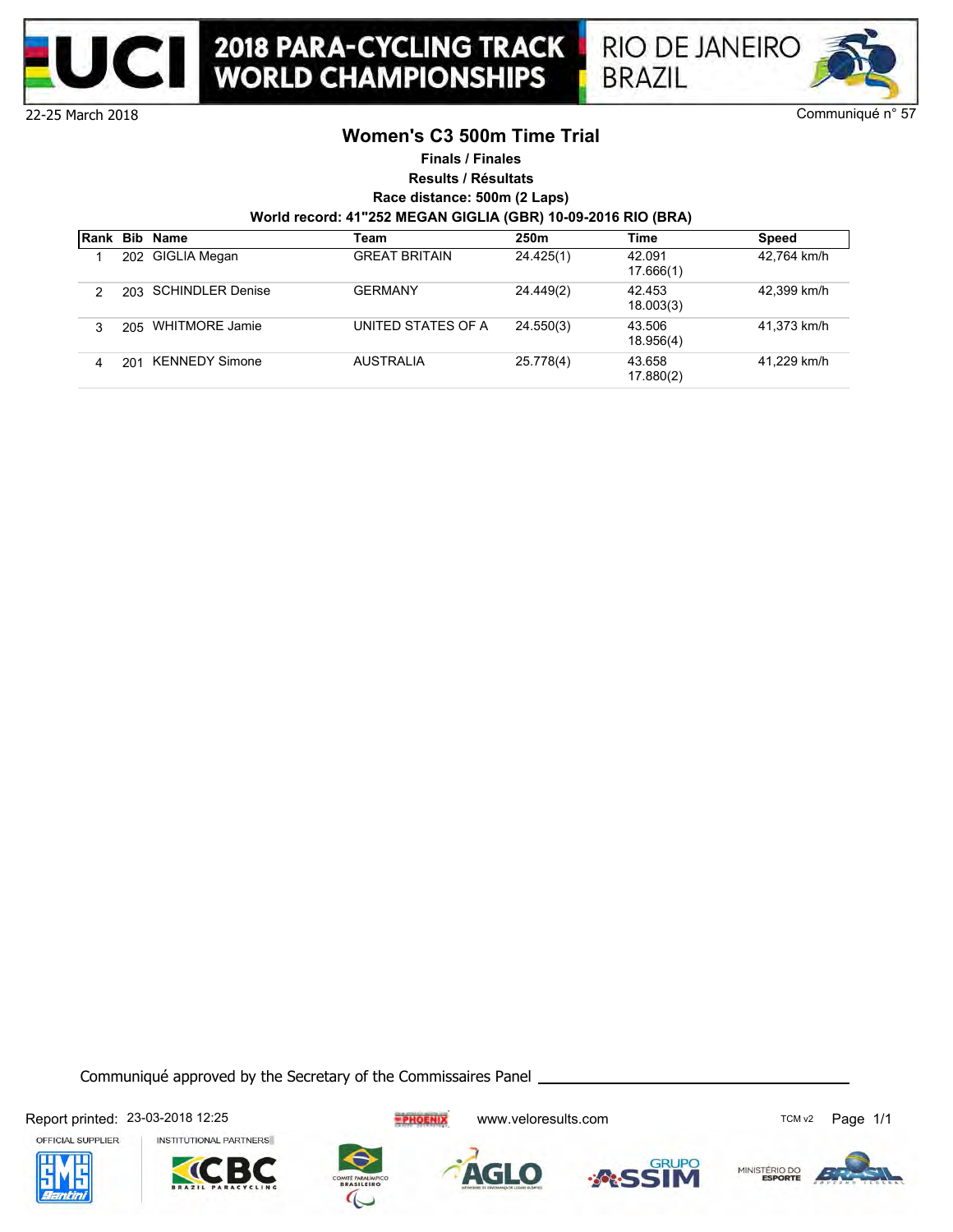2018 PARA-CYCLING TRACK WORLD CHAMPIONSHIPS

RIO DE JANEIRO BRAZIL

22-25 March 2018

Communiqué n° 57

# Women's C3 500m Time Trial

**Finals / Finales**

**Results / Résultats**

**Race distance: 500m (2 Laps)**

**World record: 41"252 MEGAN GIGLIA (GBR) 10-09-2016 RIO (BRA)**

| Rank | Bib | Name | Team | 250m | Time | Speed |
|---|---|---|---|---|---|---|
| 1 | 202 | GIGLIA Megan | GREAT BRITAIN | 24.425(1) | 42.091<br>17.666(1) | 42,764 km/h |
| 2 | 203 | SCHINDLER Denise | GERMANY | 24.449(2) | 42.453<br>18.003(3) | 42,399 km/h |
| 3 | 205 | WHITMORE Jamie | UNITED STATES OF A | 24.550(3) | 43.506<br>18.956(4) | 41,373 km/h |
| 4 | 201 | KENNEDY Simone | AUSTRALIA | 25.778(4) | 43.658<br>17.880(2) | 41,229 km/h |

Communiqué approved by the Secretary of the Commissaires Panel \_\_\_\_\_\_\_\_\_\_\_\_\_\_\_\_\_\_\_\_\_\_\_\_\_\_\_\_\_\_\_\_\_\_\_\_

Report printed: 23-03-2018 12:25

www.veloresults.com

TCM v2